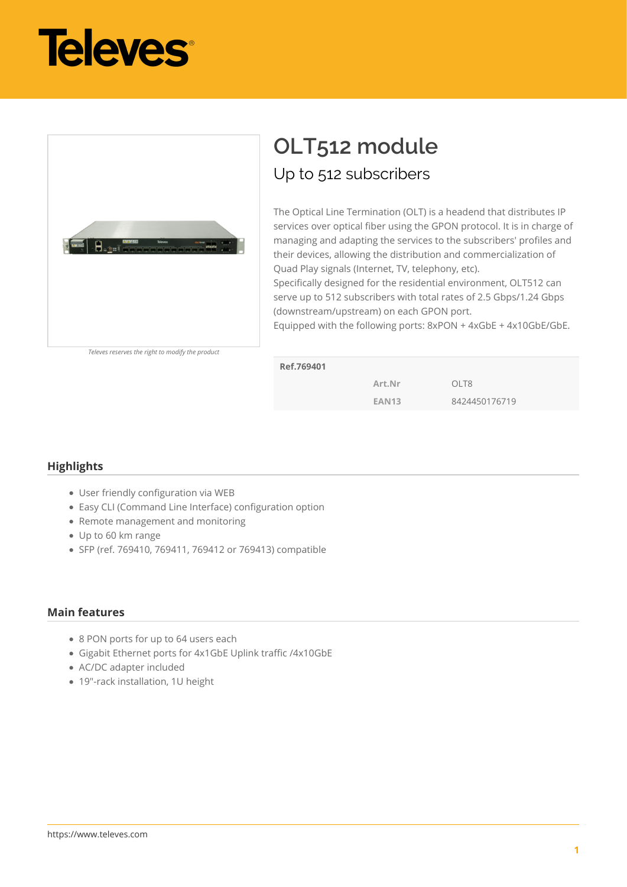Televes

# OLT512 module

## Up to 512 subscribers

The Optical Line Termination (OLT) is a headend that distributes IP services over optical fiber using the GPON protocol. It is in charge of managing and adapting the services to the subscribers' profiles and their devices, allowing the distribution and commercialization of Quad Play signals (Internet, TV, telephony, etc).
Specifically designed for the residential environment, OLT512 can serve up to 512 subscribers with total rates of 2.5 Gbps/1.24 Gbps (downstream/upstream) on each GPON port.
Equipped with the following ports: 8xPON + 4xGbE + 4x10GbE/GbE.

*Televes reserves the right to modify the product*

| Ref.769401 | | |
|---|---|---|
| | Art.Nr | OLT8 |
| | EAN13 | 8424450176719 |

### Highlights

- User friendly configuration via WEB
- Easy CLI (Command Line Interface) configuration option
- Remote management and monitoring
- Up to 60 km range
- SFP (ref. 769410, 769411, 769412 or 769413) compatible

### Main features

- 8 PON ports for up to 64 users each
- Gigabit Ethernet ports for 4x1GbE Uplink traffic /4x10GbE
- AC/DC adapter included
- 19"-rack installation, 1U height

https://www.televes.com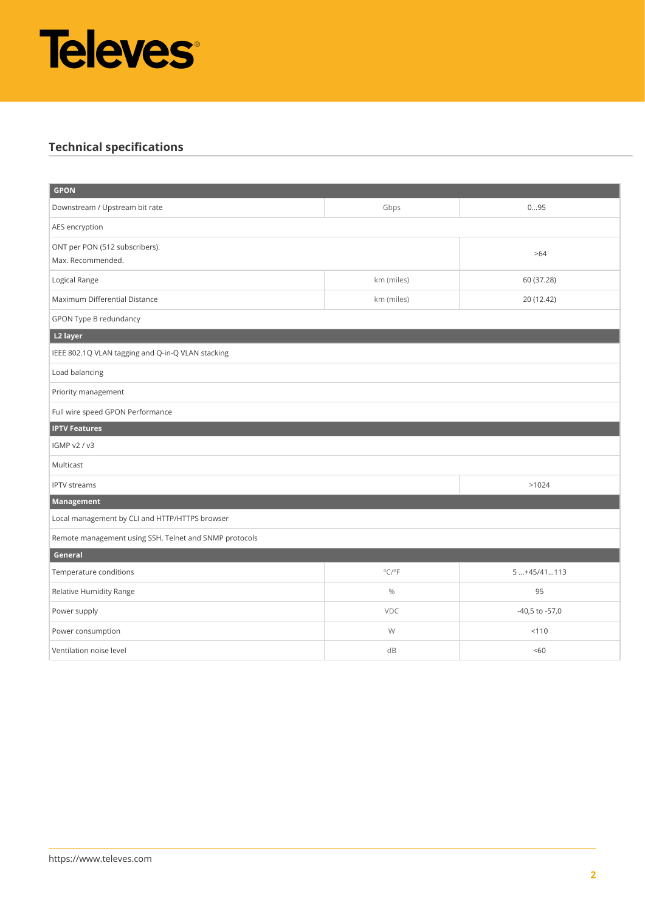## Technical specifications

| | | |
|---|---|---|
| **GPON** | | |
| Downstream / Upstream bit rate | Gbps | 0...95 |
| AES encryption | | |
| ONT per PON (512 subscribers). Max. Recommended. | | >64 |
| Logical Range | km (miles) | 60 (37.28) |
| Maximum Differential Distance | km (miles) | 20 (12.42) |
| GPON Type B redundancy | | |
| **L2 layer** | | |
| IEEE 802.1Q VLAN tagging and Q-in-Q VLAN stacking | | |
| Load balancing | | |
| Priority management | | |
| Full wire speed GPON Performance | | |
| **IPTV Features** | | |
| IGMP v2 / v3 | | |
| Multicast | | |
| IPTV streams | | >1024 |
| **Management** | | |
| Local management by CLI and HTTP/HTTPS browser | | |
| Remote management using SSH, Telnet and SNMP protocols | | |
| **General** | | |
| Temperature conditions | ºC/ºF | 5 ...+45/41...113 |
| Relative Humidity Range | % | 95 |
| Power supply | VDC | -40,5 to -57,0 |
| Power consumption | W | <110 |
| Ventilation noise level | dB | <60 |

https://www.televes.com